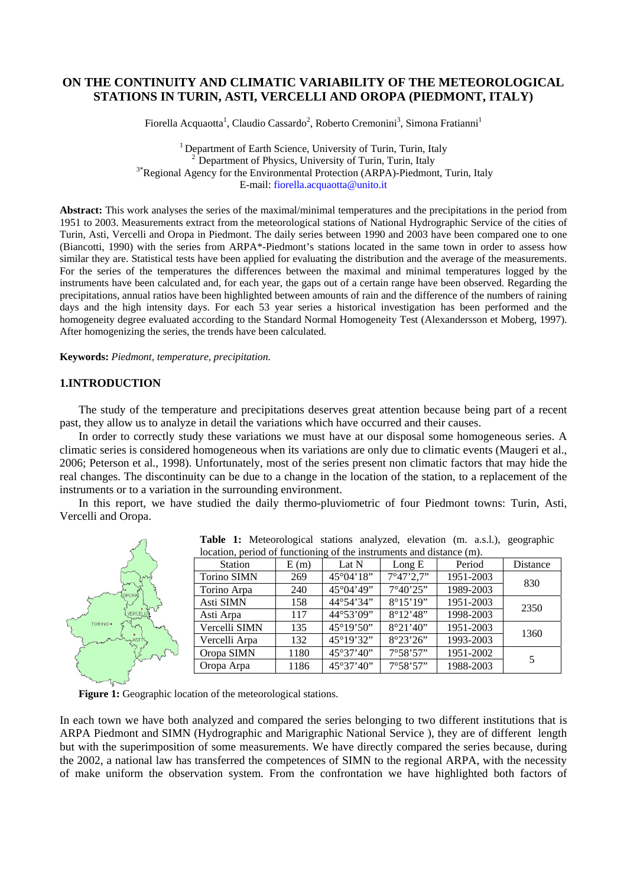# ON THE CONTINUITY AND CLIMATIC VARIABILITY OF THE METEOROLOGICAL STATIONS IN TURIN, ASTI, VERCELLI AND OROPA (PIEDMONT, ITALY)

Fiorella Acquaotta[1], Claudio Cassardo[2], Roberto Cremonini[3], Simona Fratianni[1]

[1] Department of Earth Science, University of Turin, Turin, Italy
[2] Department of Physics, University of Turin, Turin, Italy
[3*] Regional Agency for the Environmental Protection (ARPA)-Piedmont, Turin, Italy
E-mail: fiorella.acquaotta@unito.it

**Abstract:** This work analyses the series of the maximal/minimal temperatures and the precipitations in the period from 1951 to 2003. Measurements extract from the meteorological stations of National Hydrographic Service of the cities of Turin, Asti, Vercelli and Oropa in Piedmont. The daily series between 1990 and 2003 have been compared one to one (Biancotti, 1990) with the series from ARPA*-Piedmont's stations located in the same town in order to assess how similar they are. Statistical tests have been applied for evaluating the distribution and the average of the measurements. For the series of the temperatures the differences between the maximal and minimal temperatures logged by the instruments have been calculated and, for each year, the gaps out of a certain range have been observed. Regarding the precipitations, annual ratios have been highlighted between amounts of rain and the difference of the numbers of raining days and the high intensity days. For each 53 year series a historical investigation has been performed and the homogeneity degree evaluated according to the Standard Normal Homogeneity Test (Alexandersson et Moberg, 1997). After homogenizing the series, the trends have been calculated.

**Keywords:** *Piedmont, temperature, precipitation.*

## 1.INTRODUCTION

The study of the temperature and precipitations deserves great attention because being part of a recent past, they allow us to analyze in detail the variations which have occurred and their causes.

In order to correctly study these variations we must have at our disposal some homogeneous series. A climatic series is considered homogeneous when its variations are only due to climatic events (Maugeri et al., 2006; Peterson et al., 1998). Unfortunately, most of the series present non climatic factors that may hide the real changes. The discontinuity can be due to a change in the location of the station, to a replacement of the instruments or to a variation in the surrounding environment.

In this report, we have studied the daily thermo-pluviometric of four Piedmont towns: Turin, Asti, Vercelli and Oropa.

**Table 1:** Meteorological stations analyzed, elevation (m. a.s.l.), geographic location, period of functioning of the instruments and distance (m).

| Station | E (m) | Lat N | Long E | Period | Distance |
|---|---|---|---|---|---|
| Torino SIMN | 269 | 45°04'18" | 7°47'2,7" | 1951-2003 | 830 |
| Torino Arpa | 240 | 45°04'49" | 7°40'25" | 1989-2003 | |
| Asti SIMN | 158 | 44°54'34" | 8°15'19" | 1951-2003 | 2350 |
| Asti Arpa | 117 | 44°53'09" | 8°12'48" | 1998-2003 | |
| Vercelli SIMN | 135 | 45°19'50" | 8°21'40" | 1951-2003 | 1360 |
| Vercelli Arpa | 132 | 45°19'32" | 8°23'26" | 1993-2003 | |
| Oropa SIMN | 1180 | 45°37'40" | 7°58'57" | 1951-2002 | 5 |
| Oropa Arpa | 1186 | 45°37'40" | 7°58'57" | 1988-2003 | |

**Figure 1:** Geographic location of the meteorological stations.

In each town we have both analyzed and compared the series belonging to two different institutions that is ARPA Piedmont and SIMN (Hydrographic and Marigraphic National Service ), they are of different length but with the superimposition of some measurements. We have directly compared the series because, during the 2002, a national law has transferred the competences of SIMN to the regional ARPA, with the necessity of make uniform the observation system. From the confrontation we have highlighted both factors of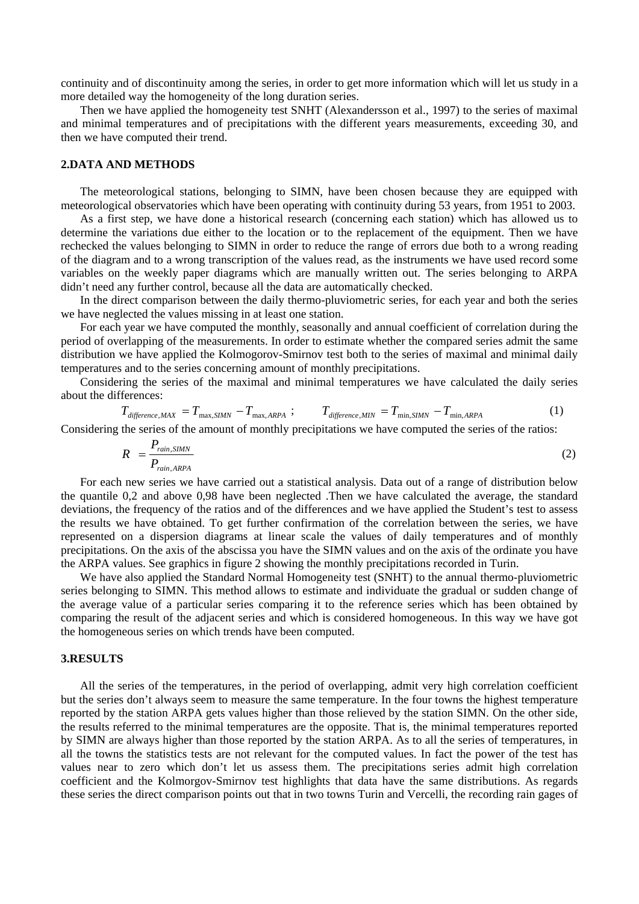continuity and of discontinuity among the series, in order to get more information which will let us study in a more detailed way the homogeneity of the long duration series.

Then we have applied the homogeneity test SNHT (Alexandersson et al., 1997) to the series of maximal and minimal temperatures and of precipitations with the different years measurements, exceeding 30, and then we have computed their trend.

## 2.DATA AND METHODS

The meteorological stations, belonging to SIMN, have been chosen because they are equipped with meteorological observatories which have been operating with continuity during 53 years, from 1951 to 2003.

As a first step, we have done a historical research (concerning each station) which has allowed us to determine the variations due either to the location or to the replacement of the equipment. Then we have rechecked the values belonging to SIMN in order to reduce the range of errors due both to a wrong reading of the diagram and to a wrong transcription of the values read, as the instruments we have used record some variables on the weekly paper diagrams which are manually written out. The series belonging to ARPA didn't need any further control, because all the data are automatically checked.

In the direct comparison between the daily thermo-pluviometric series, for each year and both the series we have neglected the values missing in at least one station.

For each year we have computed the monthly, seasonally and annual coefficient of correlation during the period of overlapping of the measurements. In order to estimate whether the compared series admit the same distribution we have applied the Kolmogorov-Smirnov test both to the series of maximal and minimal daily temperatures and to the series concerning amount of monthly precipitations.

Considering the series of the maximal and minimal temperatures we have calculated the daily series about the differences:

$$T_{difference,MAX} = T_{\max,SIMN} - T_{\max,ARPA} \;; \qquad T_{difference,MIN} = T_{\min,SIMN} - T_{\min,ARPA} \tag{1}$$

Considering the series of the amount of monthly precipitations we have computed the series of the ratios:

$$R = \frac{P_{rain,SIMN}}{P_{rain,ARPA}} \tag{2}$$

For each new series we have carried out a statistical analysis. Data out of a range of distribution below the quantile 0,2 and above 0,98 have been neglected .Then we have calculated the average, the standard deviations, the frequency of the ratios and of the differences and we have applied the Student's test to assess the results we have obtained. To get further confirmation of the correlation between the series, we have represented on a dispersion diagrams at linear scale the values of daily temperatures and of monthly precipitations. On the axis of the abscissa you have the SIMN values and on the axis of the ordinate you have the ARPA values. See graphics in figure 2 showing the monthly precipitations recorded in Turin.

We have also applied the Standard Normal Homogeneity test (SNHT) to the annual thermo-pluviometric series belonging to SIMN. This method allows to estimate and individuate the gradual or sudden change of the average value of a particular series comparing it to the reference series which has been obtained by comparing the result of the adjacent series and which is considered homogeneous. In this way we have got the homogeneous series on which trends have been computed.

## 3.RESULTS

All the series of the temperatures, in the period of overlapping, admit very high correlation coefficient but the series don't always seem to measure the same temperature. In the four towns the highest temperature reported by the station ARPA gets values higher than those relieved by the station SIMN. On the other side, the results referred to the minimal temperatures are the opposite. That is, the minimal temperatures reported by SIMN are always higher than those reported by the station ARPA. As to all the series of temperatures, in all the towns the statistics tests are not relevant for the computed values. In fact the power of the test has values near to zero which don't let us assess them. The precipitations series admit high correlation coefficient and the Kolmorgov-Smirnov test highlights that data have the same distributions. As regards these series the direct comparison points out that in two towns Turin and Vercelli, the recording rain gages of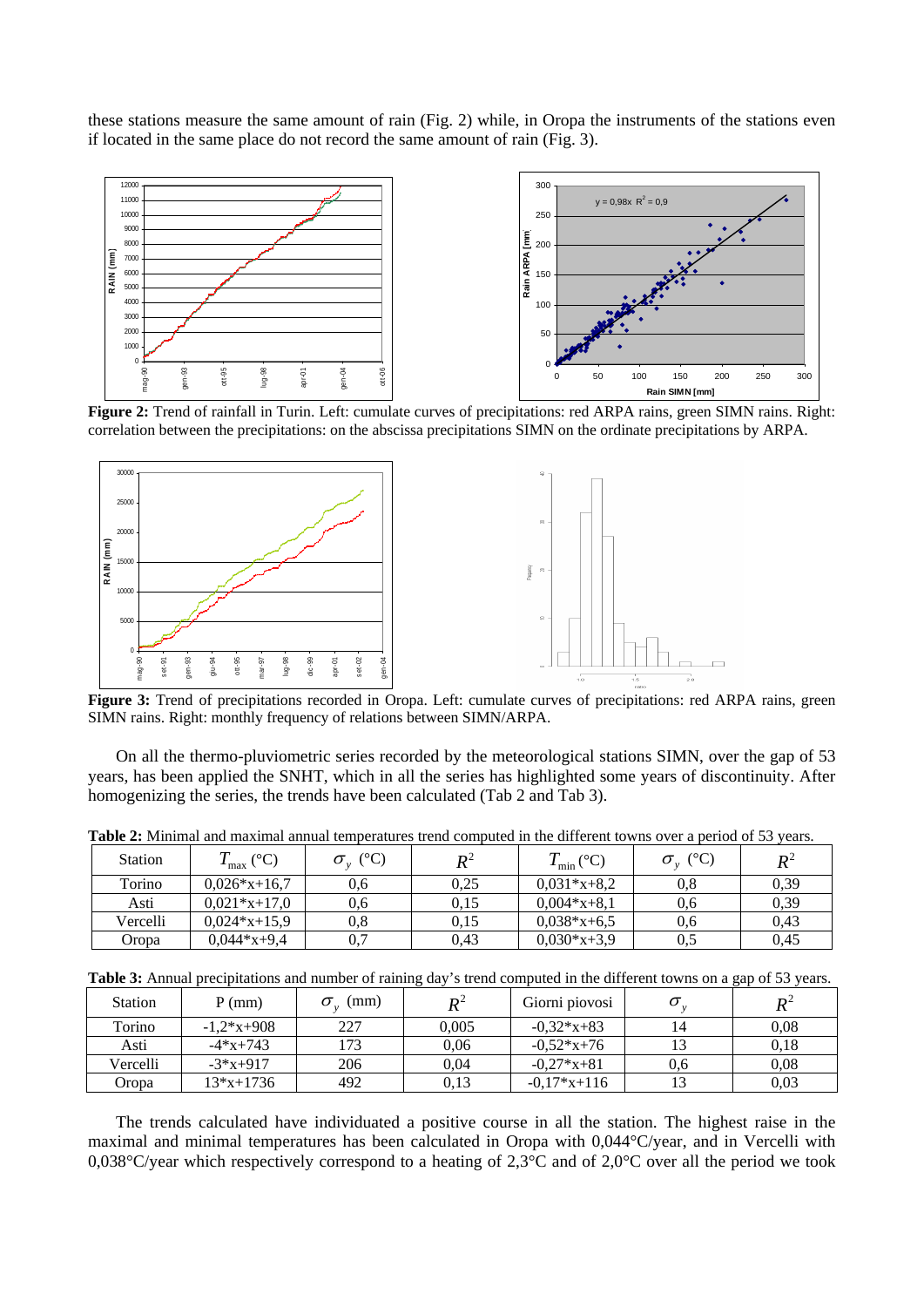these stations measure the same amount of rain (Fig. 2) while, in Oropa the instruments of the stations even if located in the same place do not record the same amount of rain (Fig. 3).

**Figure 2:** Trend of rainfall in Turin. Left: cumulate curves of precipitations: red ARPA rains, green SIMN rains. Right: correlation between the precipitations: on the abscissa precipitations SIMN on the ordinate precipitations by ARPA.

**Figure 3:** Trend of precipitations recorded in Oropa. Left: cumulate curves of precipitations: red ARPA rains, green SIMN rains. Right: monthly frequency of relations between SIMN/ARPA.

On all the thermo-pluviometric series recorded by the meteorological stations SIMN, over the gap of 53 years, has been applied the SNHT, which in all the series has highlighted some years of discontinuity. After homogenizing the series, the trends have been calculated (Tab 2 and Tab 3).

**Table 2:** Minimal and maximal annual temperatures trend computed in the different towns over a period of 53 years.

| Station | $T_{max}$ (°C) | $\sigma_y$ (°C) | $R^2$ | $T_{min}$ (°C) | $\sigma_y$ (°C) | $R^2$ |
|---|---|---|---|---|---|---|
| Torino | 0,026*x+16,7 | 0,6 | 0,25 | 0,031*x+8,2 | 0,8 | 0,39 |
| Asti | 0,021*x+17,0 | 0,6 | 0,15 | 0,004*x+8,1 | 0,6 | 0,39 |
| Vercelli | 0,024*x+15,9 | 0,8 | 0,15 | 0,038*x+6,5 | 0,6 | 0,43 |
| Oropa | 0,044*x+9,4 | 0,7 | 0,43 | 0,030*x+3,9 | 0,5 | 0,45 |

**Table 3:** Annual precipitations and number of raining day's trend computed in the different towns on a gap of 53 years.

| Station | P (mm) | $\sigma_y$ (mm) | $R^2$ | Giorni piovosi | $\sigma_y$ | $R^2$ |
|---|---|---|---|---|---|---|
| Torino | -1,2*x+908 | 227 | 0,005 | -0,32*x+83 | 14 | 0,08 |
| Asti | -4*x+743 | 173 | 0,06 | -0,52*x+76 | 13 | 0,18 |
| Vercelli | -3*x+917 | 206 | 0,04 | -0,27*x+81 | 0,6 | 0,08 |
| Oropa | 13*x+1736 | 492 | 0,13 | -0,17*x+116 | 13 | 0,03 |

The trends calculated have individuated a positive course in all the station. The highest raise in the maximal and minimal temperatures has been calculated in Oropa with 0,044°C/year, and in Vercelli with 0,038°C/year which respectively correspond to a heating of 2,3°C and of 2,0°C over all the period we took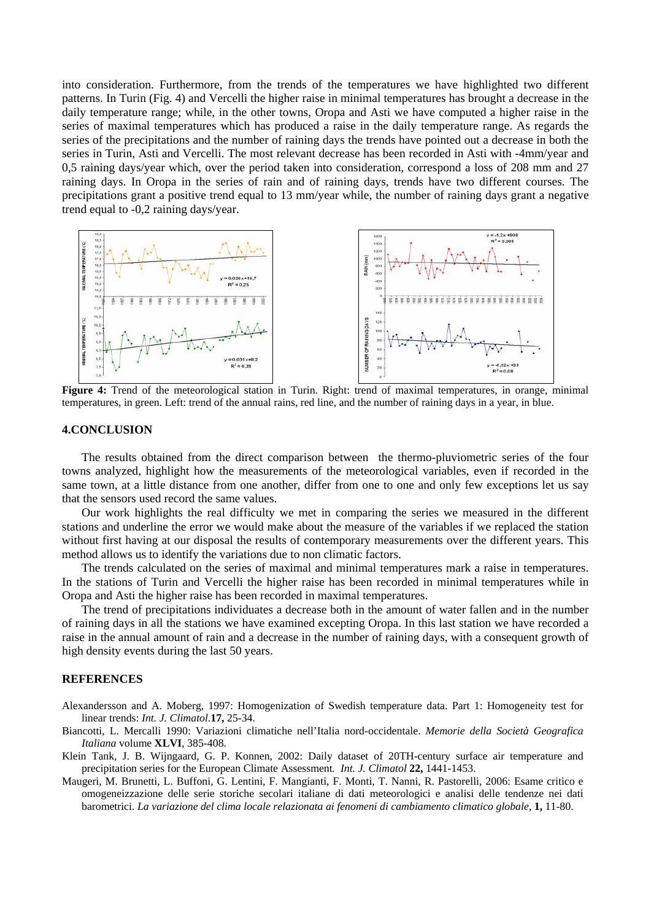into consideration. Furthermore, from the trends of the temperatures we have highlighted two different patterns. In Turin (Fig. 4) and Vercelli the higher raise in minimal temperatures has brought a decrease in the daily temperature range; while, in the other towns, Oropa and Asti we have computed a higher raise in the series of maximal temperatures which has produced a raise in the daily temperature range. As regards the series of the precipitations and the number of raining days the trends have pointed out a decrease in both the series in Turin, Asti and Vercelli. The most relevant decrease has been recorded in Asti with -4mm/year and 0,5 raining days/year which, over the period taken into consideration, correspond a loss of 208 mm and 27 raining days. In Oropa in the series of rain and of raining days, trends have two different courses. The precipitations grant a positive trend equal to 13 mm/year while, the number of raining days grant a negative trend equal to -0,2 raining days/year.

MAXIMAL TEMPERATURE (°C)

$y = 0.026x + 16.7$
$R^2 = 0.25$

MINIMAL TEMPERATURE (°C)

$y = 0.031x + 8.2$
$R^2 = 0.39$

RAIN (mm)

$y = -1.2x + 908$
$R^2 = 0.005$

NUMBER OF RAINING DAYS

$y = -0.32x + 83$
$R^2 = 0.08$

**Figure 4:** Trend of the meteorological station in Turin. Right: trend of maximal temperatures, in orange, minimal temperatures, in green. Left: trend of the annual rains, red line, and the number of raining days in a year, in blue.

## 4.CONCLUSION

The results obtained from the direct comparison between the thermo-pluviometric series of the four towns analyzed, highlight how the measurements of the meteorological variables, even if recorded in the same town, at a little distance from one another, differ from one to one and only few exceptions let us say that the sensors used record the same values.

Our work highlights the real difficulty we met in comparing the series we measured in the different stations and underline the error we would make about the measure of the variables if we replaced the station without first having at our disposal the results of contemporary measurements over the different years. This method allows us to identify the variations due to non climatic factors.

The trends calculated on the series of maximal and minimal temperatures mark a raise in temperatures. In the stations of Turin and Vercelli the higher raise has been recorded in minimal temperatures while in Oropa and Asti the higher raise has been recorded in maximal temperatures.

The trend of precipitations individuates a decrease both in the amount of water fallen and in the number of raining days in all the stations we have examined excepting Oropa. In this last station we have recorded a raise in the annual amount of rain and a decrease in the number of raining days, with a consequent growth of high density events during the last 50 years.

## REFERENCES

Alexandersson and A. Moberg, 1997: Homogenization of Swedish temperature data. Part 1: Homogeneity test for linear trends: *Int. J. Climatol.***17,** 25-34.

Biancotti, L. Mercalli 1990: Variazioni climatiche nell'Italia nord-occidentale. *Memorie della Società Geografica Italiana* volume **XLVI**, 385-408.

Klein Tank, J. B. Wijngaard, G. P. Konnen, 2002: Daily dataset of 20TH-century surface air temperature and precipitation series for the European Climate Assessment*. Int. J. Climatol* **22,** 1441-1453.

Maugeri, M. Brunetti, L. Buffoni, G. Lentini, F. Mangianti, F. Monti, T. Nanni, R. Pastorelli, 2006: Esame critico e omogeneizzazione delle serie storiche secolari italiane di dati meteorologici e analisi delle tendenze nei dati barometrici. *La variazione del clima locale relazionata ai fenomeni di cambiamento climatico globale,* **1,** 11-80.